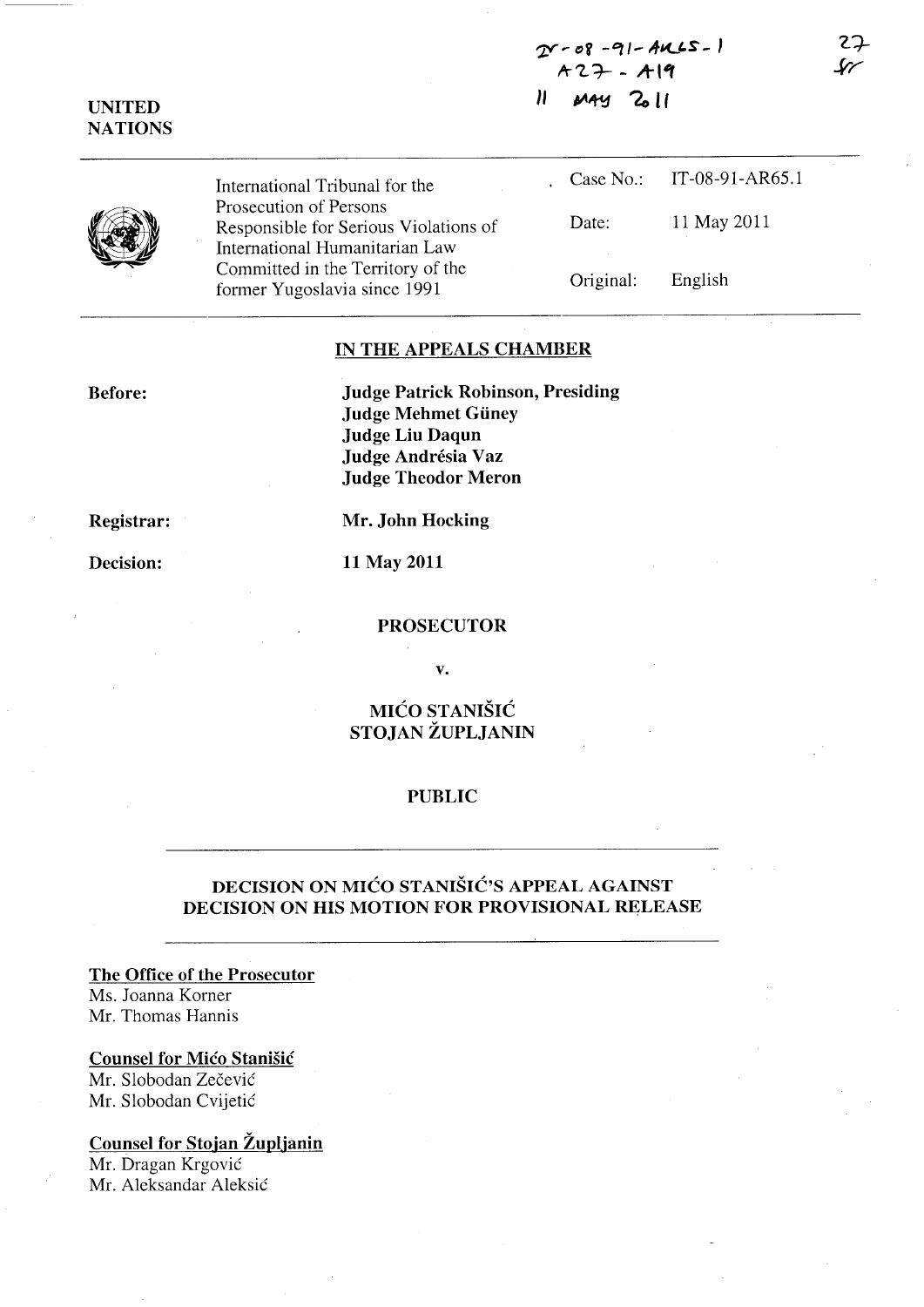IT-08-91-AR65.1
A27 - A19
11 MAY 2011

27
SR

UNITED NATIONS

| | | |
|---|---|---|
| International Tribunal for the Prosecution of Persons Responsible for Serious Violations of International Humanitarian Law Committed in the Territory of the former Yugoslavia since 1991 | Case No.: | IT-08-91-AR65.1 |
| | Date: | 11 May 2011 |
| | Original: | English |

## IN THE APPEALS CHAMBER

**Before:**

**Judge Patrick Robinson, Presiding**
**Judge Mehmet Güney**
**Judge Liu Daqun**
**Judge Andrésia Vaz**
**Judge Theodor Meron**

**Registrar:** **Mr. John Hocking**

**Decision:** **11 May 2011**

**PROSECUTOR**

**v.**

**MIĆO STANIŠIĆ**
**STOJAN ŽUPLJANIN**

**PUBLIC**

## DECISION ON MIĆO STANIŠIĆ'S APPEAL AGAINST DECISION ON HIS MOTION FOR PROVISIONAL RELEASE

**The Office of the Prosecutor**
Ms. Joanna Korner
Mr. Thomas Hannis

**Counsel for Mićo Stanišić**
Mr. Slobodan Zečević
Mr. Slobodan Cvijetić

**Counsel for Stojan Župljanin**
Mr. Dragan Krgović
Mr. Aleksandar Aleksić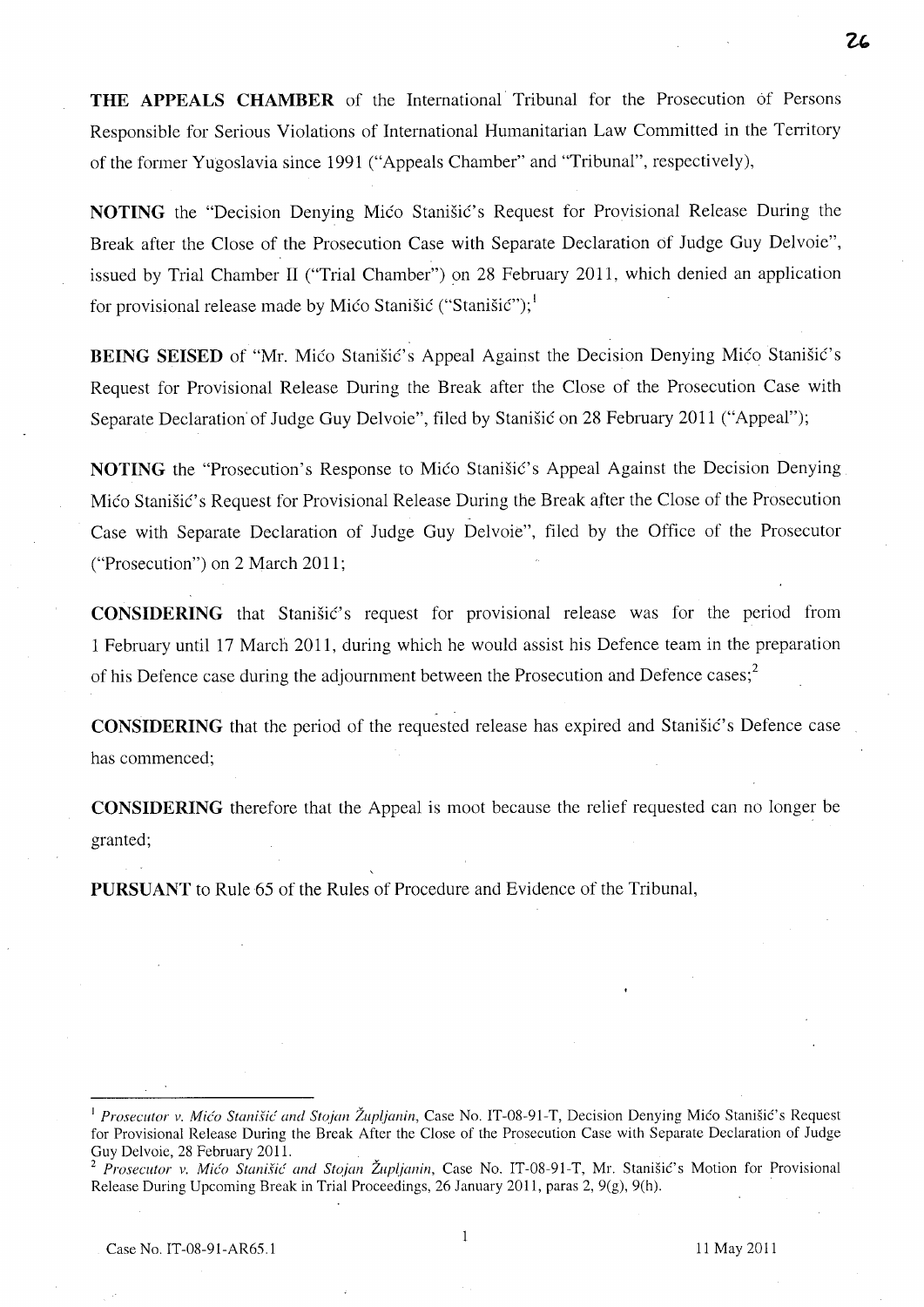**THE APPEALS CHAMBER** of the International Tribunal for the Prosecution of Persons Responsible for Serious Violations of International Humanitarian Law Committed in the Territory of the former Yugoslavia since 1991 ("Appeals Chamber" and "Tribunal", respectively),

**NOTING** the "Decision Denying Mićo Stanišić's Request for Provisional Release During the Break after the Close of the Prosecution Case with Separate Declaration of Judge Guy Delvoie", issued by Trial Chamber II ("Trial Chamber") on 28 February 2011, which denied an application for provisional release made by Mićo Stanišić ("Stanišić");[1]

**BEING SEISED** of "Mr. Mićo Stanišić's Appeal Against the Decision Denying Mićo Stanišić's Request for Provisional Release During the Break after the Close of the Prosecution Case with Separate Declaration of Judge Guy Delvoie", filed by Stanišić on 28 February 2011 ("Appeal");

**NOTING** the "Prosecution's Response to Mićo Stanišić's Appeal Against the Decision Denying Mićo Stanišić's Request for Provisional Release During the Break after the Close of the Prosecution Case with Separate Declaration of Judge Guy Delvoie", filed by the Office of the Prosecutor ("Prosecution") on 2 March 2011;

**CONSIDERING** that Stanišić's request for provisional release was for the period from 1 February until 17 March 2011, during which he would assist his Defence team in the preparation of his Defence case during the adjournment between the Prosecution and Defence cases;[2]

**CONSIDERING** that the period of the requested release has expired and Stanišić's Defence case has commenced;

**CONSIDERING** therefore that the Appeal is moot because the relief requested can no longer be granted;

**PURSUANT** to Rule 65 of the Rules of Procedure and Evidence of the Tribunal,

---

[1] *Prosecutor v. Mićo Stanišić and Stojan Župljanin*, Case No. IT-08-91-T, Decision Denying Mićo Stanišić's Request for Provisional Release During the Break After the Close of the Prosecution Case with Separate Declaration of Judge Guy Delvoie, 28 February 2011.

[2] *Prosecutor v. Mićo Stanišić and Stojan Župljanin*, Case No. IT-08-91-T, Mr. Stanišić's Motion for Provisional Release During Upcoming Break in Trial Proceedings, 26 January 2011, paras 2, 9(g), 9(h).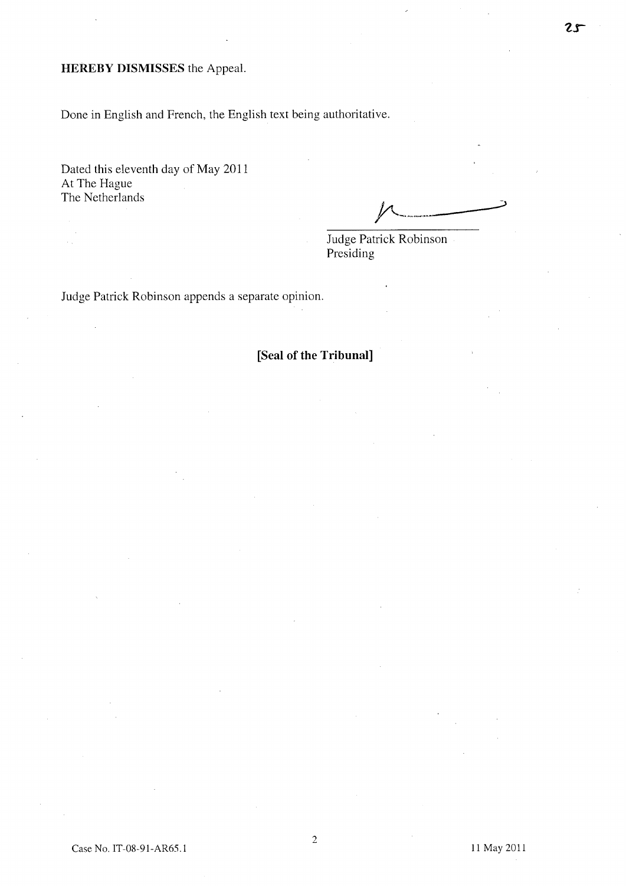**HEREBY DISMISSES** the Appeal.

Done in English and French, the English text being authoritative.

Dated this eleventh day of May 2011
At The Hague
The Netherlands

Judge Patrick Robinson
Presiding

Judge Patrick Robinson appends a separate opinion.

**[Seal of the Tribunal]**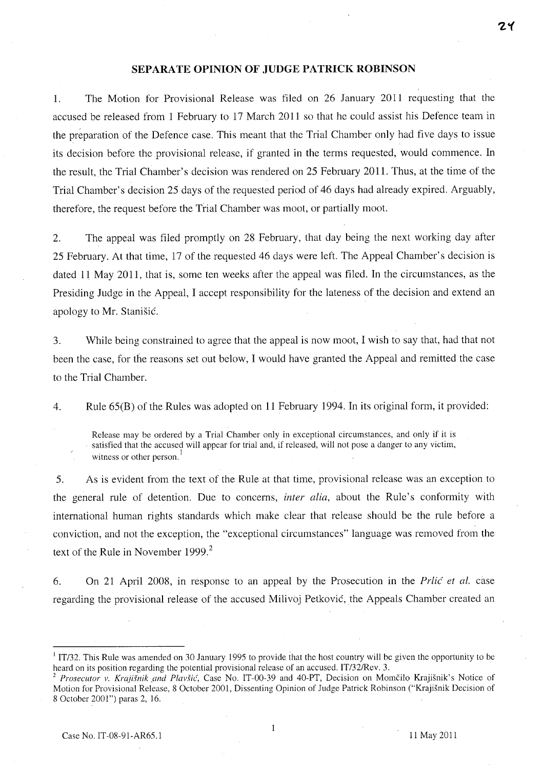## SEPARATE OPINION OF JUDGE PATRICK ROBINSON

1. The Motion for Provisional Release was filed on 26 January 2011 requesting that the accused be released from 1 February to 17 March 2011 so that he could assist his Defence team in the preparation of the Defence case. This meant that the Trial Chamber only had five days to issue its decision before the provisional release, if granted in the terms requested, would commence. In the result, the Trial Chamber's decision was rendered on 25 February 2011. Thus, at the time of the Trial Chamber's decision 25 days of the requested period of 46 days had already expired. Arguably, therefore, the request before the Trial Chamber was moot, or partially moot.

2. The appeal was filed promptly on 28 February, that day being the next working day after 25 February. At that time, 17 of the requested 46 days were left. The Appeal Chamber's decision is dated 11 May 2011, that is, some ten weeks after the appeal was filed. In the circumstances, as the Presiding Judge in the Appeal, I accept responsibility for the lateness of the decision and extend an apology to Mr. Stanišić.

3. While being constrained to agree that the appeal is now moot, I wish to say that, had that not been the case, for the reasons set out below, I would have granted the Appeal and remitted the case to the Trial Chamber.

4. Rule 65(B) of the Rules was adopted on 11 February 1994. In its original form, it provided:

> Release may be ordered by a Trial Chamber only in exceptional circumstances, and only if it is satisfied that the accused will appear for trial and, if released, will not pose a danger to any victim, witness or other person.[1]

5. As is evident from the text of the Rule at that time, provisional release was an exception to the general rule of detention. Due to concerns, *inter alia*, about the Rule's conformity with international human rights standards which make clear that release should be the rule before a conviction, and not the exception, the "exceptional circumstances" language was removed from the text of the Rule in November 1999.[2]

6. On 21 April 2008, in response to an appeal by the Prosecution in the *Prlić et al.* case regarding the provisional release of the accused Milivoj Petković, the Appeals Chamber created an

---

[1] IT/32. This Rule was amended on 30 January 1995 to provide that the host country will be given the opportunity to be heard on its position regarding the potential provisional release of an accused. IT/32/Rev. 3.

[2] *Prosecutor v. Krajišnik and Plavšić*, Case No. IT-00-39 and 40-PT, Decision on Momčilo Krajišnik's Notice of Motion for Provisional Release, 8 October 2001, Dissenting Opinion of Judge Patrick Robinson ("Krajišnik Decision of 8 October 2001") paras 2, 16.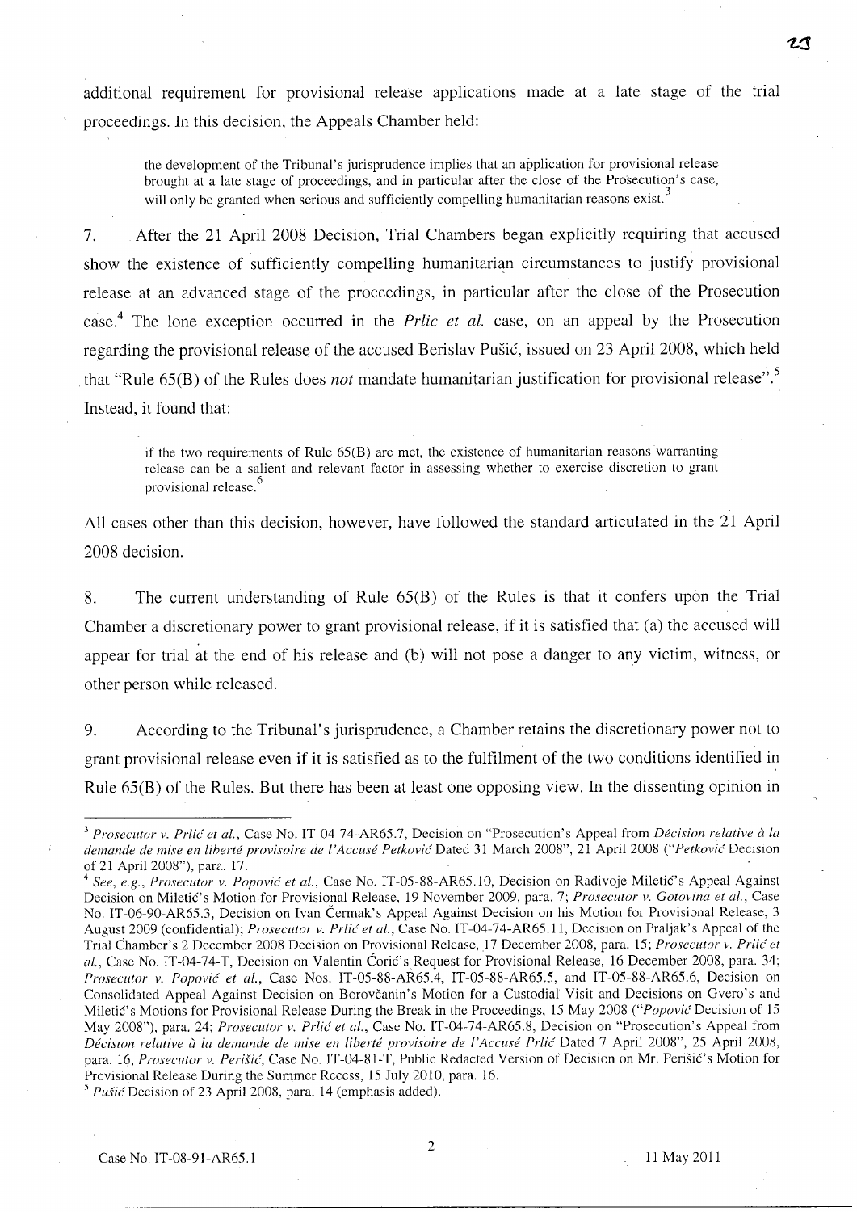additional requirement for provisional release applications made at a late stage of the trial proceedings. In this decision, the Appeals Chamber held:

> the development of the Tribunal's jurisprudence implies that an application for provisional release brought at a late stage of proceedings, and in particular after the close of the Prosecution's case, will only be granted when serious and sufficiently compelling humanitarian reasons exist.[3]

7. After the 21 April 2008 Decision, Trial Chambers began explicitly requiring that accused show the existence of sufficiently compelling humanitarian circumstances to justify provisional release at an advanced stage of the proceedings, in particular after the close of the Prosecution case.[4] The lone exception occurred in the *Prlic et al.* case, on an appeal by the Prosecution regarding the provisional release of the accused Berislav Pušić, issued on 23 April 2008, which held that "Rule 65(B) of the Rules does *not* mandate humanitarian justification for provisional release".[5] Instead, it found that:

> if the two requirements of Rule 65(B) are met, the existence of humanitarian reasons warranting release can be a salient and relevant factor in assessing whether to exercise discretion to grant provisional release.[6]

All cases other than this decision, however, have followed the standard articulated in the 21 April 2008 decision.

8. The current understanding of Rule 65(B) of the Rules is that it confers upon the Trial Chamber a discretionary power to grant provisional release, if it is satisfied that (a) the accused will appear for trial at the end of his release and (b) will not pose a danger to any victim, witness, or other person while released.

9. According to the Tribunal's jurisprudence, a Chamber retains the discretionary power not to grant provisional release even if it is satisfied as to the fulfilment of the two conditions identified in Rule 65(B) of the Rules. But there has been at least one opposing view. In the dissenting opinion in

---

[3] *Prosecutor v. Prlić et al.*, Case No. IT-04-74-AR65.7, Decision on "Prosecution's Appeal from *Décision relative à la demande de mise en liberté provisoire de l'Accusé Petković* Dated 31 March 2008", 21 April 2008 ("*Petković* Decision of 21 April 2008"), para. 17.

[4] *See, e.g., Prosecutor v. Popović et al.*, Case No. IT-05-88-AR65.10, Decision on Radivoje Miletić's Appeal Against Decision on Miletić's Motion for Provisional Release, 19 November 2009, para. 7; *Prosecutor v. Gotovina et al.*, Case No. IT-06-90-AR65.3, Decision on Ivan Čermak's Appeal Against Decision on his Motion for Provisional Release, 3 August 2009 (confidential); *Prosecutor v. Prlić et al.*, Case No. IT-04-74-AR65.11, Decision on Praljak's Appeal of the Trial Chamber's 2 December 2008 Decision on Provisional Release, 17 December 2008, para. 15; *Prosecutor v. Prlić et al.*, Case No. IT-04-74-T, Decision on Valentin Ćorić's Request for Provisional Release, 16 December 2008, para. 34; *Prosecutor v. Popović et al.*, Case Nos. IT-05-88-AR65.4, IT-05-88-AR65.5, and IT-05-88-AR65.6, Decision on Consolidated Appeal Against Decision on Borovčanin's Motion for a Custodial Visit and Decisions on Gvero's and Miletić's Motions for Provisional Release During the Break in the Proceedings, 15 May 2008 ("*Popović* Decision of 15 May 2008"), para. 24; *Prosecutor v. Prlić et al.*, Case No. IT-04-74-AR65.8, Decision on "Prosecution's Appeal from *Décision relative à la demande de mise en liberté provisoire de l'Accusé Prlić* Dated 7 April 2008", 25 April 2008, para. 16; *Prosecutor v. Perišić*, Case No. IT-04-81-T, Public Redacted Version of Decision on Mr. Perišić's Motion for Provisional Release During the Summer Recess, 15 July 2010, para. 16.

[5] *Pušić* Decision of 23 April 2008, para. 14 (emphasis added).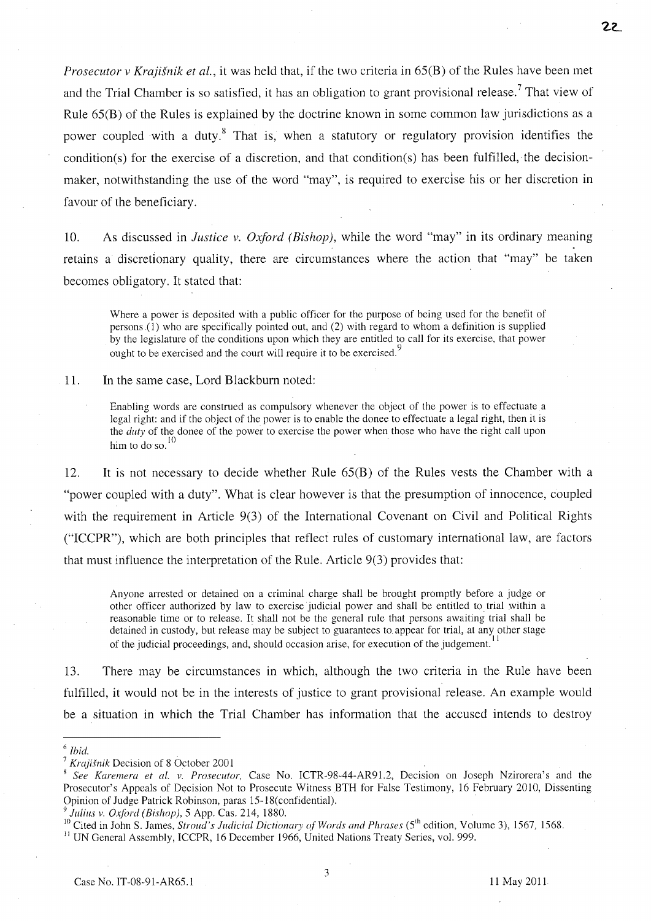*Prosecutor v Krajišnik et al.*, it was held that, if the two criteria in 65(B) of the Rules have been met and the Trial Chamber is so satisfied, it has an obligation to grant provisional release.[7] That view of Rule 65(B) of the Rules is explained by the doctrine known in some common law jurisdictions as a power coupled with a duty.[8] That is, when a statutory or regulatory provision identifies the condition(s) for the exercise of a discretion, and that condition(s) has been fulfilled, the decision-maker, notwithstanding the use of the word "may", is required to exercise his or her discretion in favour of the beneficiary.

10. As discussed in *Justice v. Oxford (Bishop)*, while the word "may" in its ordinary meaning retains a discretionary quality, there are circumstances where the action that "may" be taken becomes obligatory. It stated that:

> Where a power is deposited with a public officer for the purpose of being used for the benefit of persons (1) who are specifically pointed out, and (2) with regard to whom a definition is supplied by the legislature of the conditions upon which they are entitled to call for its exercise, that power ought to be exercised and the court will require it to be exercised.[9]

11. In the same case, Lord Blackburn noted:

> Enabling words are construed as compulsory whenever the object of the power is to effectuate a legal right: and if the object of the power is to enable the donee to effectuate a legal right, then it is the *duty* of the donee of the power to exercise the power when those who have the right call upon him to do so.[10]

12. It is not necessary to decide whether Rule 65(B) of the Rules vests the Chamber with a "power coupled with a duty". What is clear however is that the presumption of innocence, coupled with the requirement in Article 9(3) of the International Covenant on Civil and Political Rights ("ICCPR"), which are both principles that reflect rules of customary international law, are factors that must influence the interpretation of the Rule. Article 9(3) provides that:

> Anyone arrested or detained on a criminal charge shall be brought promptly before a judge or other officer authorized by law to exercise judicial power and shall be entitled to trial within a reasonable time or to release. It shall not be the general rule that persons awaiting trial shall be detained in custody, but release may be subject to guarantees to appear for trial, at any other stage of the judicial proceedings, and, should occasion arise, for execution of the judgement.[11]

13. There may be circumstances in which, although the two criteria in the Rule have been fulfilled, it would not be in the interests of justice to grant provisional release. An example would be a situation in which the Trial Chamber has information that the accused intends to destroy

---

[6] *Ibid.*

[7] *Krajišnik* Decision of 8 October 2001

[8] *See Karemera et al. v. Prosecutor*, Case No. ICTR-98-44-AR91.2, Decision on Joseph Nzirorera's and the Prosecutor's Appeals of Decision Not to Prosecute Witness BTH for False Testimony, 16 February 2010, Dissenting Opinion of Judge Patrick Robinson, paras 15-18(confidential).

[9] *Julius v. Oxford (Bishop)*, 5 App. Cas. 214, 1880.

[10] Cited in John S. James, *Stroud's Judicial Dictionary of Words and Phrases* (5th edition, Volume 3), 1567, 1568.

[11] UN General Assembly, ICCPR, 16 December 1966, United Nations Treaty Series, vol. 999.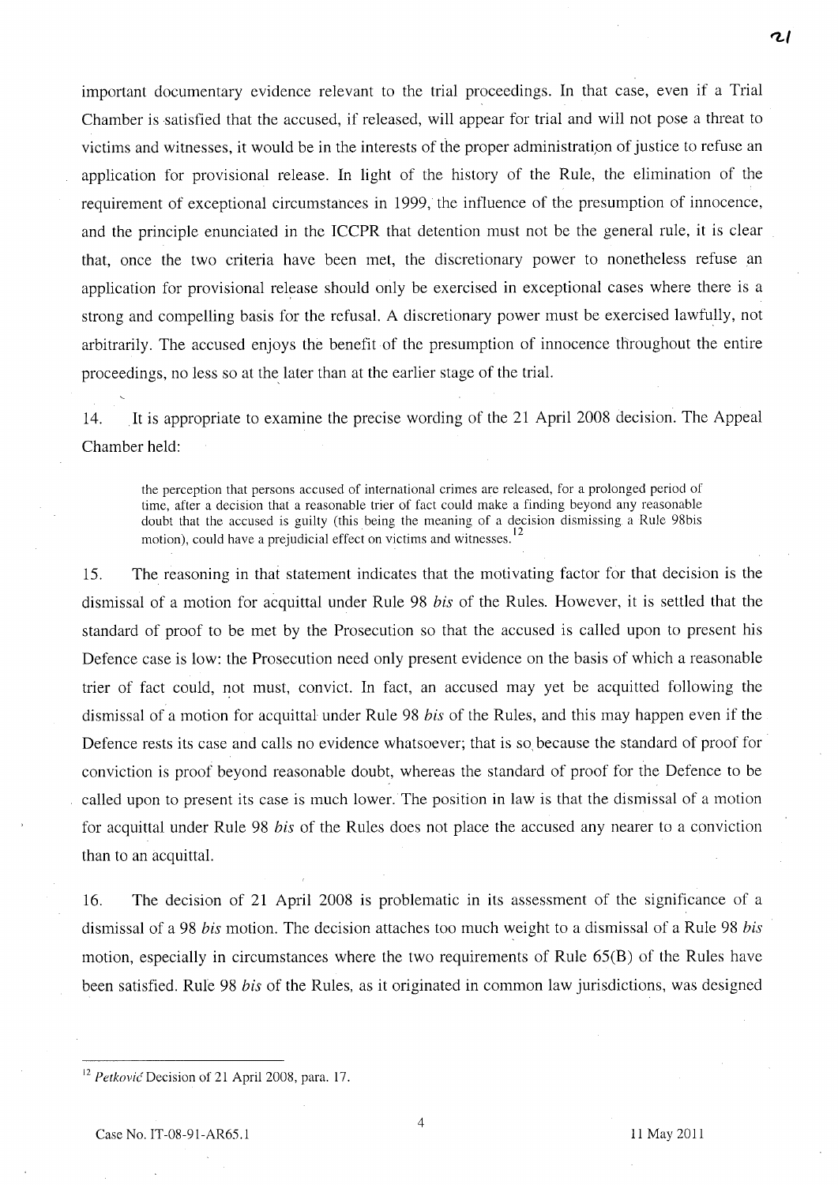important documentary evidence relevant to the trial proceedings. In that case, even if a Trial Chamber is satisfied that the accused, if released, will appear for trial and will not pose a threat to victims and witnesses, it would be in the interests of the proper administration of justice to refuse an application for provisional release. In light of the history of the Rule, the elimination of the requirement of exceptional circumstances in 1999, the influence of the presumption of innocence, and the principle enunciated in the ICCPR that detention must not be the general rule, it is clear that, once the two criteria have been met, the discretionary power to nonetheless refuse an application for provisional release should only be exercised in exceptional cases where there is a strong and compelling basis for the refusal. A discretionary power must be exercised lawfully, not arbitrarily. The accused enjoys the benefit of the presumption of innocence throughout the entire proceedings, no less so at the later than at the earlier stage of the trial.

14. It is appropriate to examine the precise wording of the 21 April 2008 decision. The Appeal Chamber held:

> the perception that persons accused of international crimes are released, for a prolonged period of time, after a decision that a reasonable trier of fact could make a finding beyond any reasonable doubt that the accused is guilty (this being the meaning of a decision dismissing a Rule 98bis motion), could have a prejudicial effect on victims and witnesses.[12]

15. The reasoning in that statement indicates that the motivating factor for that decision is the dismissal of a motion for acquittal under Rule 98 *bis* of the Rules. However, it is settled that the standard of proof to be met by the Prosecution so that the accused is called upon to present his Defence case is low: the Prosecution need only present evidence on the basis of which a reasonable trier of fact could, not must, convict. In fact, an accused may yet be acquitted following the dismissal of a motion for acquittal under Rule 98 *bis* of the Rules, and this may happen even if the Defence rests its case and calls no evidence whatsoever; that is so because the standard of proof for conviction is proof beyond reasonable doubt, whereas the standard of proof for the Defence to be called upon to present its case is much lower. The position in law is that the dismissal of a motion for acquittal under Rule 98 *bis* of the Rules does not place the accused any nearer to a conviction than to an acquittal.

16. The decision of 21 April 2008 is problematic in its assessment of the significance of a dismissal of a 98 *bis* motion. The decision attaches too much weight to a dismissal of a Rule 98 *bis* motion, especially in circumstances where the two requirements of Rule 65(B) of the Rules have been satisfied. Rule 98 *bis* of the Rules, as it originated in common law jurisdictions, was designed

---

[12] *Petković* Decision of 21 April 2008, para. 17.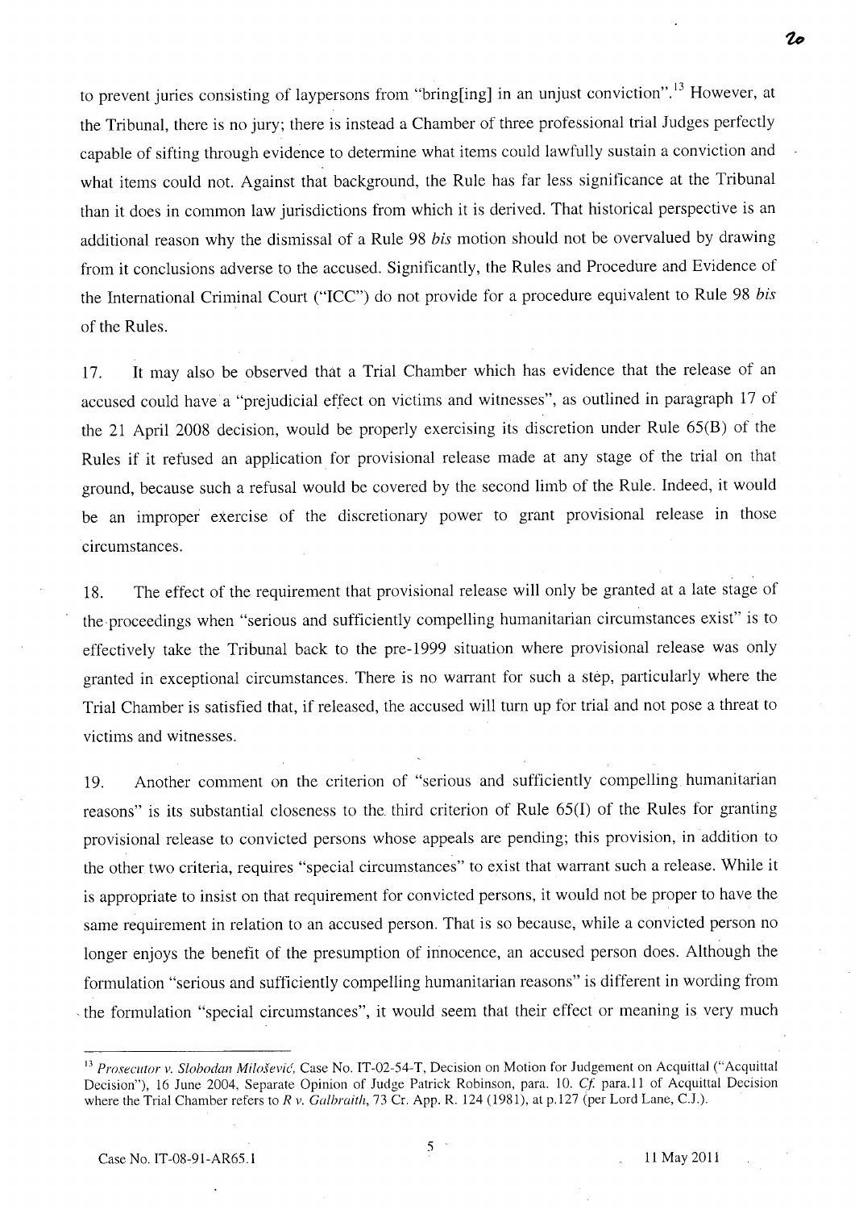to prevent juries consisting of laypersons from "bring[ing] in an unjust conviction".[13] However, at the Tribunal, there is no jury; there is instead a Chamber of three professional trial Judges perfectly capable of sifting through evidence to determine what items could lawfully sustain a conviction and what items could not. Against that background, the Rule has far less significance at the Tribunal than it does in common law jurisdictions from which it is derived. That historical perspective is an additional reason why the dismissal of a Rule 98 *bis* motion should not be overvalued by drawing from it conclusions adverse to the accused. Significantly, the Rules and Procedure and Evidence of the International Criminal Court ("ICC") do not provide for a procedure equivalent to Rule 98 *bis* of the Rules.

17. It may also be observed that a Trial Chamber which has evidence that the release of an accused could have a "prejudicial effect on victims and witnesses", as outlined in paragraph 17 of the 21 April 2008 decision, would be properly exercising its discretion under Rule 65(B) of the Rules if it refused an application for provisional release made at any stage of the trial on that ground, because such a refusal would be covered by the second limb of the Rule. Indeed, it would be an improper exercise of the discretionary power to grant provisional release in those circumstances.

18. The effect of the requirement that provisional release will only be granted at a late stage of the proceedings when "serious and sufficiently compelling humanitarian circumstances exist" is to effectively take the Tribunal back to the pre-1999 situation where provisional release was only granted in exceptional circumstances. There is no warrant for such a step, particularly where the Trial Chamber is satisfied that, if released, the accused will turn up for trial and not pose a threat to victims and witnesses.

19. Another comment on the criterion of "serious and sufficiently compelling humanitarian reasons" is its substantial closeness to the third criterion of Rule 65(I) of the Rules for granting provisional release to convicted persons whose appeals are pending; this provision, in addition to the other two criteria, requires "special circumstances" to exist that warrant such a release. While it is appropriate to insist on that requirement for convicted persons, it would not be proper to have the same requirement in relation to an accused person. That is so because, while a convicted person no longer enjoys the benefit of the presumption of innocence, an accused person does. Although the formulation "serious and sufficiently compelling humanitarian reasons" is different in wording from the formulation "special circumstances", it would seem that their effect or meaning is very much

---

[13] *Prosecutor v. Slobodan Milošević*, Case No. IT-02-54-T, Decision on Motion for Judgement on Acquittal ("Acquittal Decision"), 16 June 2004, Separate Opinion of Judge Patrick Robinson, para. 10. *Cf.* para.11 of Acquittal Decision where the Trial Chamber refers to *R v. Galbraith*, 73 Cr. App. R. 124 (1981), at p.127 (per Lord Lane, C.J.).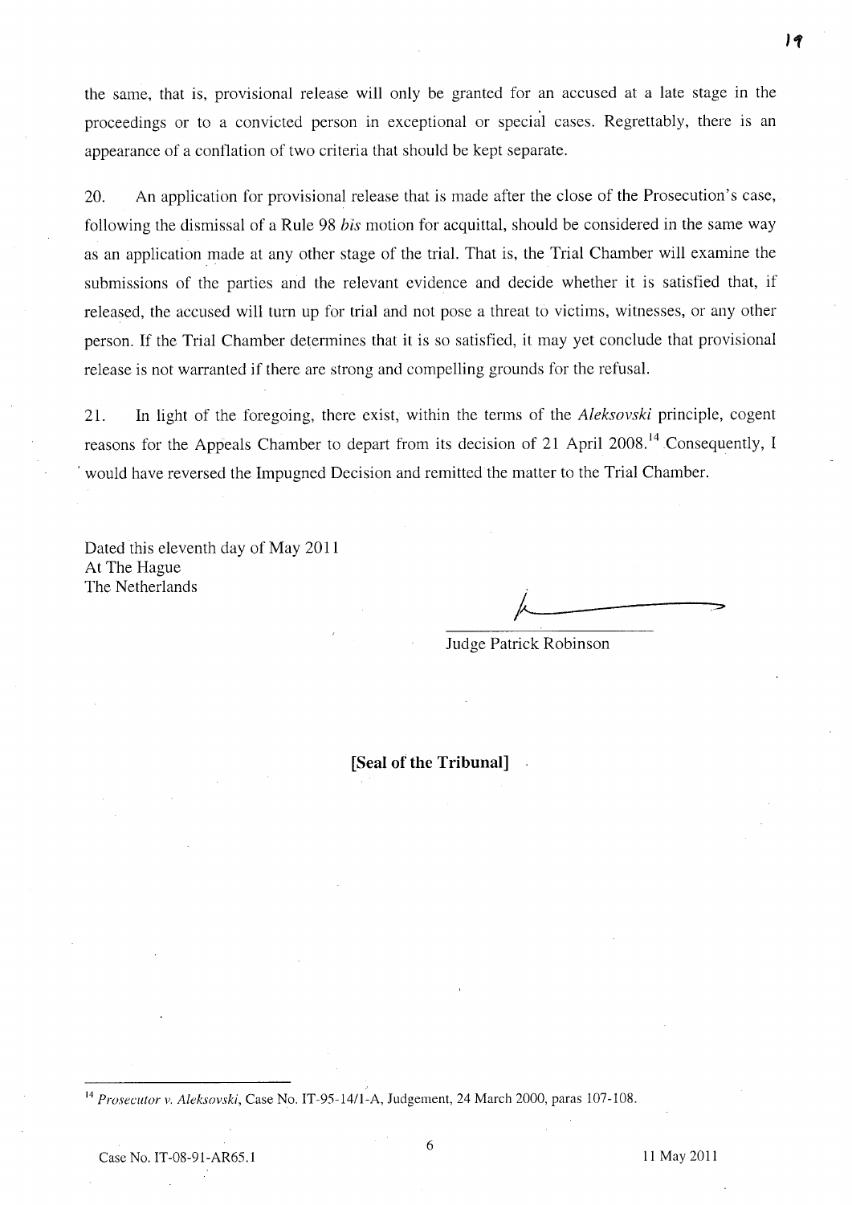the same, that is, provisional release will only be granted for an accused at a late stage in the proceedings or to a convicted person in exceptional or special cases. Regrettably, there is an appearance of a conflation of two criteria that should be kept separate.

20. An application for provisional release that is made after the close of the Prosecution's case, following the dismissal of a Rule 98 *bis* motion for acquittal, should be considered in the same way as an application made at any other stage of the trial. That is, the Trial Chamber will examine the submissions of the parties and the relevant evidence and decide whether it is satisfied that, if released, the accused will turn up for trial and not pose a threat to victims, witnesses, or any other person. If the Trial Chamber determines that it is so satisfied, it may yet conclude that provisional release is not warranted if there are strong and compelling grounds for the refusal.

21. In light of the foregoing, there exist, within the terms of the *Aleksovski* principle, cogent reasons for the Appeals Chamber to depart from its decision of 21 April 2008.[14] Consequently, I would have reversed the Impugned Decision and remitted the matter to the Trial Chamber.

Dated this eleventh day of May 2011
At The Hague
The Netherlands

Judge Patrick Robinson

**[Seal of the Tribunal]**

---

[14] *Prosecutor v. Aleksovski*, Case No. IT-95-14/1-A, Judgement, 24 March 2000, paras 107-108.

Case No. IT-08-91-AR65.1 11 May 2011